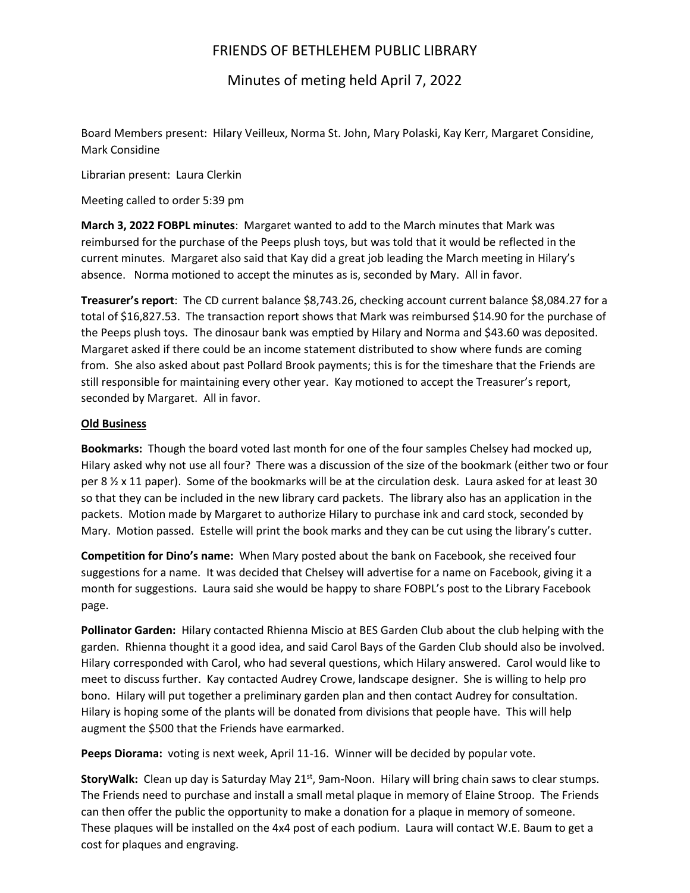# FRIENDS OF BETHLEHEM PUBLIC LIBRARY

## Minutes of meting held April 7, 2022

Board Members present: Hilary Veilleux, Norma St. John, Mary Polaski, Kay Kerr, Margaret Considine, Mark Considine

Librarian present: Laura Clerkin

Meeting called to order 5:39 pm

**March 3, 2022 FOBPL minutes**: Margaret wanted to add to the March minutes that Mark was reimbursed for the purchase of the Peeps plush toys, but was told that it would be reflected in the current minutes. Margaret also said that Kay did a great job leading the March meeting in Hilary's absence. Norma motioned to accept the minutes as is, seconded by Mary. All in favor.

**Treasurer's report**: The CD current balance $8,743.26, checking account current balance $8,084.27 for a total of $16,827.53. The transaction report shows that Mark was reimbursed $14.90 for the purchase of the Peeps plush toys. The dinosaur bank was emptied by Hilary and Norma and $43.60 was deposited. Margaret asked if there could be an income statement distributed to show where funds are coming from. She also asked about past Pollard Brook payments; this is for the timeshare that the Friends are still responsible for maintaining every other year. Kay motioned to accept the Treasurer's report, seconded by Margaret. All in favor.

**Old Business**

**Bookmarks:** Though the board voted last month for one of the four samples Chelsey had mocked up, Hilary asked why not use all four? There was a discussion of the size of the bookmark (either two or four per 8 ½ x 11 paper). Some of the bookmarks will be at the circulation desk. Laura asked for at least 30 so that they can be included in the new library card packets. The library also has an application in the packets. Motion made by Margaret to authorize Hilary to purchase ink and card stock, seconded by Mary. Motion passed. Estelle will print the book marks and they can be cut using the library's cutter.

**Competition for Dino's name:** When Mary posted about the bank on Facebook, she received four suggestions for a name. It was decided that Chelsey will advertise for a name on Facebook, giving it a month for suggestions. Laura said she would be happy to share FOBPL's post to the Library Facebook page.

**Pollinator Garden:** Hilary contacted Rhienna Miscio at BES Garden Club about the club helping with the garden. Rhienna thought it a good idea, and said Carol Bays of the Garden Club should also be involved. Hilary corresponded with Carol, who had several questions, which Hilary answered. Carol would like to meet to discuss further. Kay contacted Audrey Crowe, landscape designer. She is willing to help pro bono. Hilary will put together a preliminary garden plan and then contact Audrey for consultation. Hilary is hoping some of the plants will be donated from divisions that people have. This will help augment the $500 that the Friends have earmarked.

**Peeps Diorama:** voting is next week, April 11-16. Winner will be decided by popular vote.

**StoryWalk:** Clean up day is Saturday May 21st, 9am-Noon. Hilary will bring chain saws to clear stumps. The Friends need to purchase and install a small metal plaque in memory of Elaine Stroop. The Friends can then offer the public the opportunity to make a donation for a plaque in memory of someone. These plaques will be installed on the 4x4 post of each podium. Laura will contact W.E. Baum to get a cost for plaques and engraving.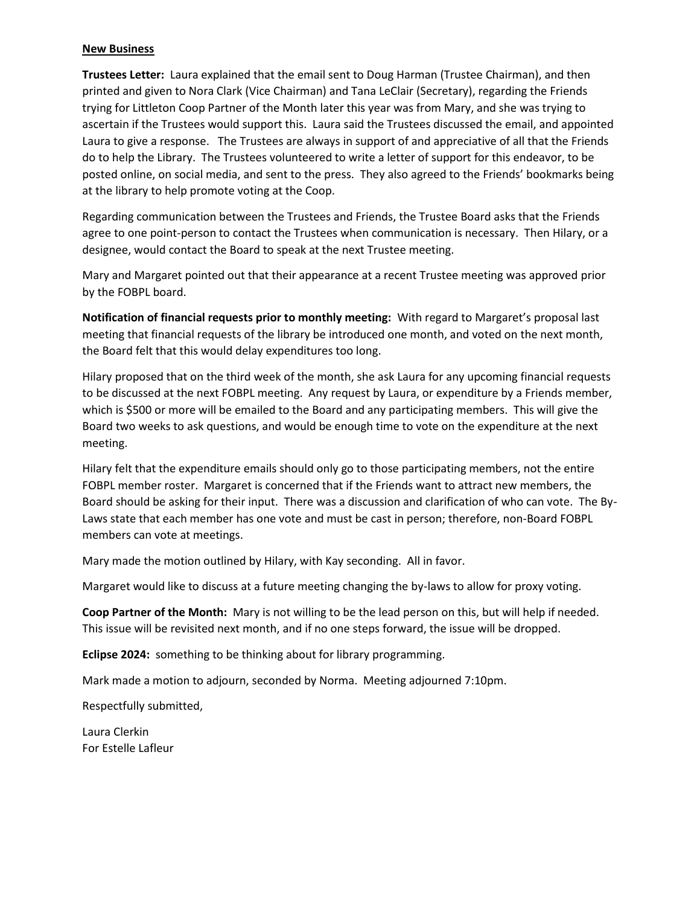**New Business**

**Trustees Letter:** Laura explained that the email sent to Doug Harman (Trustee Chairman), and then printed and given to Nora Clark (Vice Chairman) and Tana LeClair (Secretary), regarding the Friends trying for Littleton Coop Partner of the Month later this year was from Mary, and she was trying to ascertain if the Trustees would support this. Laura said the Trustees discussed the email, and appointed Laura to give a response. The Trustees are always in support of and appreciative of all that the Friends do to help the Library. The Trustees volunteered to write a letter of support for this endeavor, to be posted online, on social media, and sent to the press. They also agreed to the Friends' bookmarks being at the library to help promote voting at the Coop.

Regarding communication between the Trustees and Friends, the Trustee Board asks that the Friends agree to one point-person to contact the Trustees when communication is necessary. Then Hilary, or a designee, would contact the Board to speak at the next Trustee meeting.

Mary and Margaret pointed out that their appearance at a recent Trustee meeting was approved prior by the FOBPL board.

**Notification of financial requests prior to monthly meeting:** With regard to Margaret's proposal last meeting that financial requests of the library be introduced one month, and voted on the next month, the Board felt that this would delay expenditures too long.

Hilary proposed that on the third week of the month, she ask Laura for any upcoming financial requests to be discussed at the next FOBPL meeting. Any request by Laura, or expenditure by a Friends member, which is $500 or more will be emailed to the Board and any participating members. This will give the Board two weeks to ask questions, and would be enough time to vote on the expenditure at the next meeting.

Hilary felt that the expenditure emails should only go to those participating members, not the entire FOBPL member roster. Margaret is concerned that if the Friends want to attract new members, the Board should be asking for their input. There was a discussion and clarification of who can vote. The By-Laws state that each member has one vote and must be cast in person; therefore, non-Board FOBPL members can vote at meetings.

Mary made the motion outlined by Hilary, with Kay seconding. All in favor.

Margaret would like to discuss at a future meeting changing the by-laws to allow for proxy voting.

**Coop Partner of the Month:** Mary is not willing to be the lead person on this, but will help if needed. This issue will be revisited next month, and if no one steps forward, the issue will be dropped.

**Eclipse 2024:** something to be thinking about for library programming.

Mark made a motion to adjourn, seconded by Norma. Meeting adjourned 7:10pm.

Respectfully submitted,

Laura Clerkin
For Estelle Lafleur